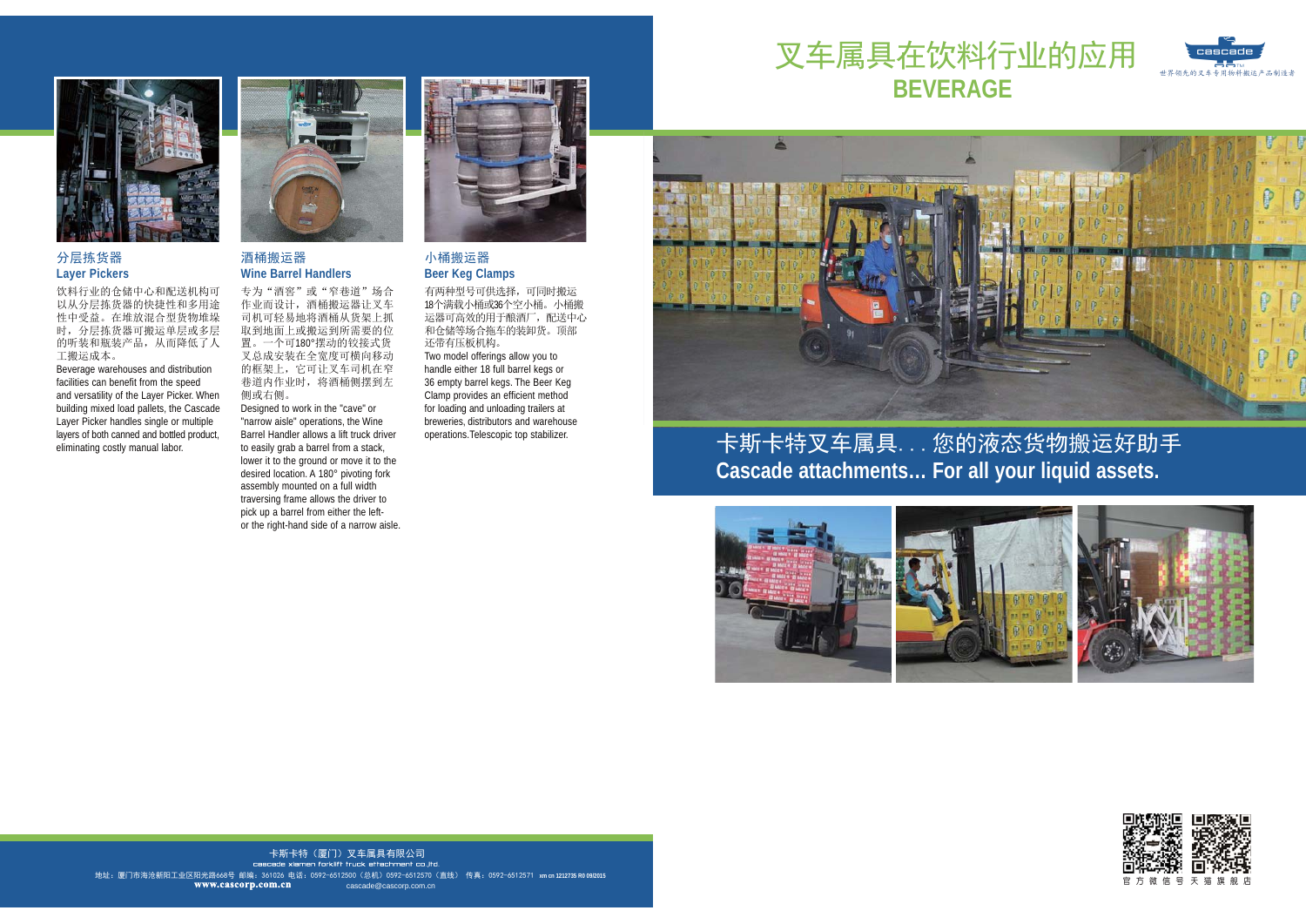# 叉车属具在饮料行业的应用
# BEVERAGE

cascade

世界领先的叉车专用物料搬运产品制造者

## 分层拣货器
## Layer Pickers

饮料行业的仓储中心和配送机构可以从分层拣货器的快捷性和多用途性中受益。在堆放混合型货物堆垛时，分层拣货器可搬运单层或多层的听装和瓶装产品，从而降低了人工搬运成本。

Beverage warehouses and distribution facilities can benefit from the speed and versatility of the Layer Picker. When building mixed load pallets, the Cascade Layer Picker handles single or multiple layers of both canned and bottled product, eliminating costly manual labor.

## 酒桶搬运器
## Wine Barrel Handlers

专为"酒窖"或"窄巷道"场合作业而设计，酒桶搬运器让叉车司机可轻易地将酒桶从货架上抓取到地面上或搬运到所需要的位置。一个可180°摆动的铰接式货叉总成安装在全宽度可横向移动的框架上，它可让叉车司机在窄巷道内作业时，将酒桶侧摆到左侧或右侧。

Designed to work in the "cave" or "narrow aisle" operations, the Wine Barrel Handler allows a lift truck driver to easily grab a barrel from a stack, lower it to the ground or move it to the desired location. A 180° pivoting fork assembly mounted on a full width traversing frame allows the driver to pick up a barrel from either the left- or the right-hand side of a narrow aisle.

## 小桶搬运器
## Beer Keg Clamps

有两种型号可供选择，可同时搬运18个满载小桶或36个空小桶。小桶搬运器可高效的用于酿酒厂，配送中心和仓储等场合拖车的装卸货。顶部还带有压板机构。

Two model offerings allow you to handle either 18 full barrel kegs or 36 empty barrel kegs. The Beer Keg Clamp provides an efficient method for loading and unloading trailers at breweries, distributors and warehouse operations.Telescopic top stabilizer.

## 卡斯卡特叉车属具...您的液态货物搬运好助手
## Cascade attachments... For all your liquid assets.

官方微信号 天猫旗舰店

卡斯卡特（厦门）叉车属具有限公司
cascade xiamen forklift truck attachment co.,ltd.
地址：厦门市海沧新阳工业区阳光路668号 邮编：361026 电话：0592-6512500（总机）0592-6512570（直线） 传真：0592-6512571 xm cn 1212735 R0 09/2015
www.cascorp.com.cn cascade@cascorp.com.cn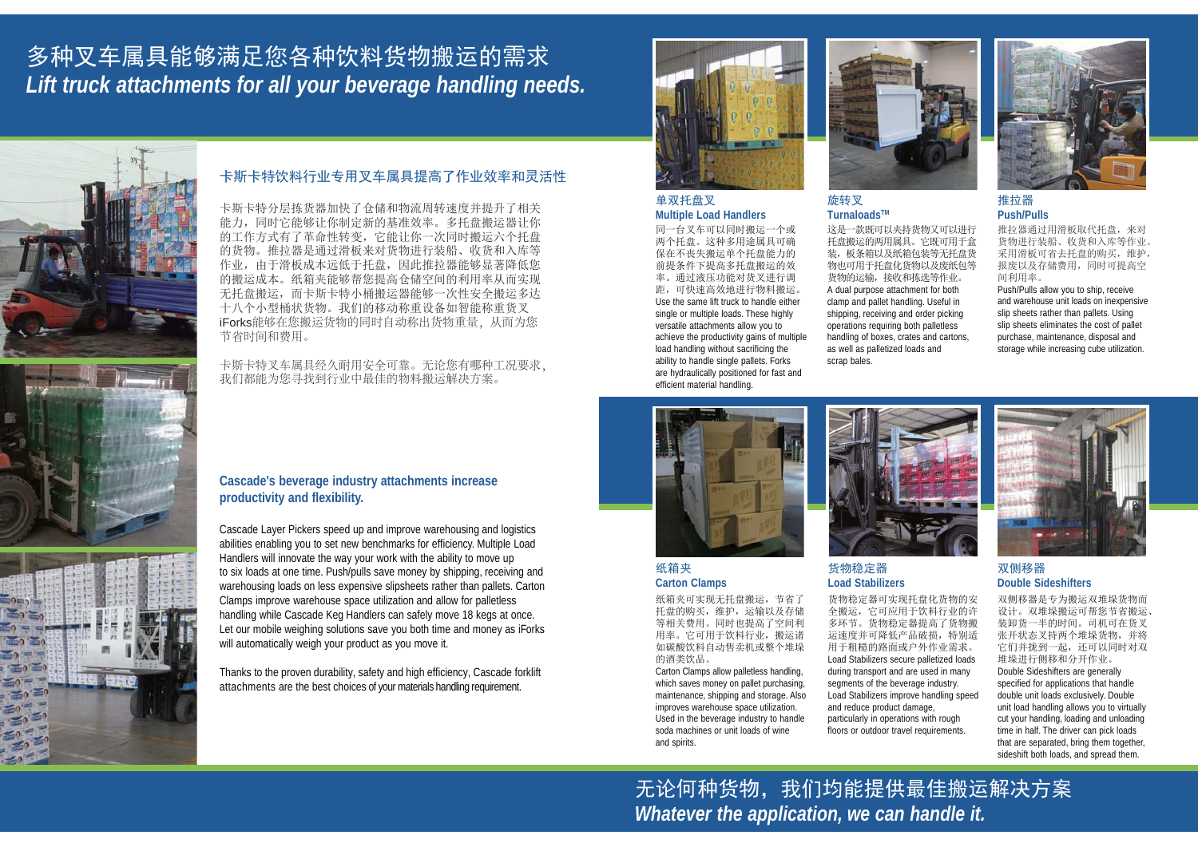# 多种叉车属具能够满足您各种饮料货物搬运的需求
# *Lift truck attachments for all your beverage handling needs.*

## 卡斯卡特饮料行业专用叉车属具提高了作业效率和灵活性

卡斯卡特分层拣货器加快了仓储和物流周转速度并提升了相关能力，同时它能够让你制定新的基准效率。多托盘搬运器让你的工作方式有了革命性转变，它能让你一次同时搬运六个托盘的货物。推拉器是通过滑板来对货物进行装船、收货和入库等作业，由于滑板成本远低于托盘，因此推拉器能够显著降低您的搬运成本。纸箱夹能够帮您提高仓储空间的利用率从而实现无托盘搬运，而卡斯卡特小桶搬运器能够一次性安全搬运多达十八个小型桶状货物。我们的移动称重设备如智能称重货叉iForks能够在您搬运货物的同时自动称出货物重量，从而为您节省时间和费用。

卡斯卡特叉车属具经久耐用安全可靠。无论您有哪种工况要求，我们都能为您寻找到行业中最佳的物料搬运解决方案。

## Cascade's beverage industry attachments increase productivity and flexibility.

Cascade Layer Pickers speed up and improve warehousing and logistics abilities enabling you to set new benchmarks for efficiency. Multiple Load Handlers will innovate the way your work with the ability to move up to six loads at one time. Push/pulls save money by shipping, receiving and warehousing loads on less expensive slipsheets rather than pallets. Carton Clamps improve warehouse space utilization and allow for palletless handling while Cascade Keg Handlers can safely move 18 kegs at once. Let our mobile weighing solutions save you both time and money as iForks will automatically weigh your product as you move it.

Thanks to the proven durability, safety and high efficiency, Cascade forklift attachments are the best choices of your materials handling requirement.

### 单双托盘叉
### Multiple Load Handlers

同一台叉车可以同时搬运一个或两个托盘。这种多用途属具可确保在不丧失搬运单个托盘能力的前提条件下提高多托盘搬运的效率。通过液压功能对货叉进行调距，可快速高效地进行物料搬运。

Use the same lift truck to handle either single or multiple loads. These highly versatile attachments allow you to achieve the productivity gains of multiple load handling without sacrificing the ability to handle single pallets. Forks are hydraulically positioned for fast and efficient material handling.

### 旋转叉
### Turnaloads™

这是一款既可以夹持货物又可以进行托盘搬运的两用属具。它既可用于盒装，板条箱以及纸箱包装等无托盘货物也可用于托盘化货物以及废纸包等货物的运输，接收和拣选等作业。

A dual purpose attachment for both clamp and pallet handling. Useful in shipping, receiving and order picking operations requiring both palletless handling of boxes, crates and cartons, as well as palletized loads and scrap bales.

### 推拉器
### Push/Pulls

推拉器通过用滑板取代托盘，来对货物进行装船、收货和入库等作业。采用滑板可省去托盘的购买，维护，报废以及存储费用，同时可提高空间利用率。

Push/Pulls allow you to ship, receive and warehouse unit loads on inexpensive slip sheets rather than pallets. Using slip sheets eliminates the cost of pallet purchase, maintenance, disposal and storage while increasing cube utilization.

### 纸箱夹
### Carton Clamps

纸箱夹可实现无托盘搬运，节省了托盘的购买，维护，运输以及存储等相关费用。同时也提高了空间利用率。它可用于饮料行业，搬运诸如碳酸饮料自动售卖机或整个堆垛的酒类饮品。

Carton Clamps allow palletless handling, which saves money on pallet purchasing, maintenance, shipping and storage. Also improves warehouse space utilization. Used in the beverage industry to handle soda machines or unit loads of wine and spirits.

### 货物稳定器
### Load Stabilizers

货物稳定器可实现托盘化货物的安全搬运，它可应用于饮料行业的许多环节。货物稳定器提高了货物搬运速度并可降低产品破损，特别适用于粗糙的路面或户外作业需求。

Load Stabilizers secure palletized loads during transport and are used in many segments of the beverage industry. Load Stabilizers improve handling speed and reduce product damage, particularly in operations with rough floors or outdoor travel requirements.

### 双侧移器
### Double Sideshifters

双侧移器是专为搬运双堆垛货物而设计。双堆垛搬运可帮您节省搬运、装卸货一半的时间。司机可在货叉张开状态叉持两个堆垛货物，并将它们并拢到一起，还可以同时对双堆垛进行侧移和分开作业。

Double Sideshifters are generally specified for applications that handle double unit loads exclusively. Double unit load handling allows you to virtually cut your handling, loading and unloading time in half. The driver can pick loads that are separated, bring them together, sideshift both loads, and spread them.

## 无论何种货物，我们均能提供最佳搬运解决方案
## *Whatever the application, we can handle it.*